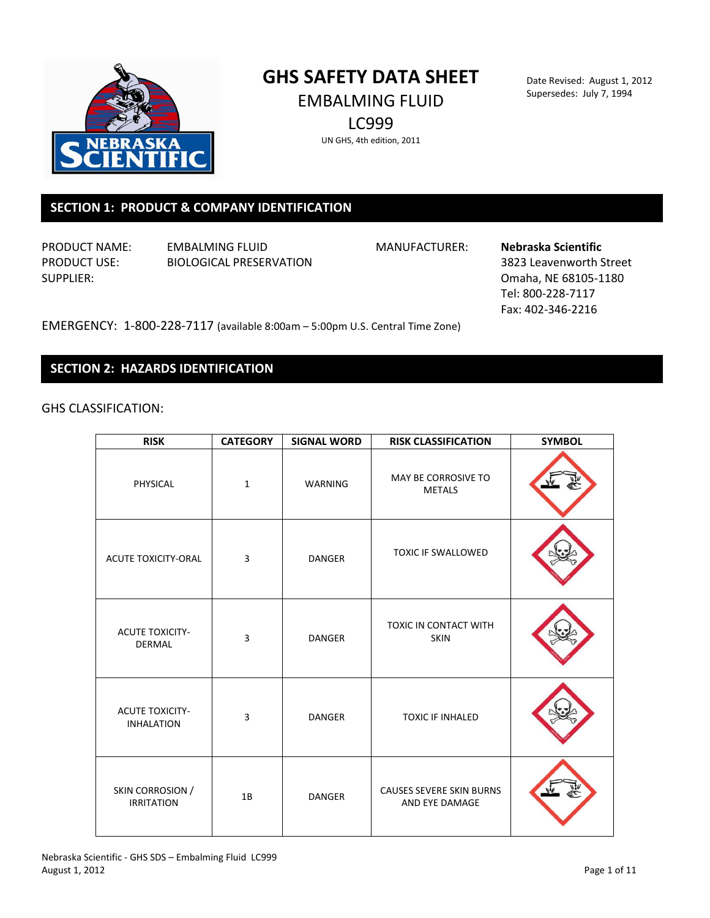# GHS SAFETY DATA SHEET

## EMBALMING FLUID

## LC999

UN GHS, 4th edition, 2011

Date Revised: August 1, 2012
Supersedes: July 7, 1994

## SECTION 1: PRODUCT & COMPANY IDENTIFICATION

PRODUCT NAME: EMBALMING FLUID
PRODUCT USE: BIOLOGICAL PRESERVATION
SUPPLIER:

MANUFACTURER: **Nebraska Scientific**
3823 Leavenworth Street
Omaha, NE 68105-1180
Tel: 800-228-7117
Fax: 402-346-2216

EMERGENCY: 1-800-228-7117 (available 8:00am – 5:00pm U.S. Central Time Zone)

## SECTION 2: HAZARDS IDENTIFICATION

GHS CLASSIFICATION:

| RISK | CATEGORY | SIGNAL WORD | RISK CLASSIFICATION | SYMBOL |
|---|---|---|---|---|
| PHYSICAL | 1 | WARNING | MAY BE CORROSIVE TO METALS | |
| ACUTE TOXICITY-ORAL | 3 | DANGER | TOXIC IF SWALLOWED | |
| ACUTE TOXICITY-DERMAL | 3 | DANGER | TOXIC IN CONTACT WITH SKIN | |
| ACUTE TOXICITY-INHALATION | 3 | DANGER | TOXIC IF INHALED | |
| SKIN CORROSION / IRRITATION | 1B | DANGER | CAUSES SEVERE SKIN BURNS AND EYE DAMAGE | |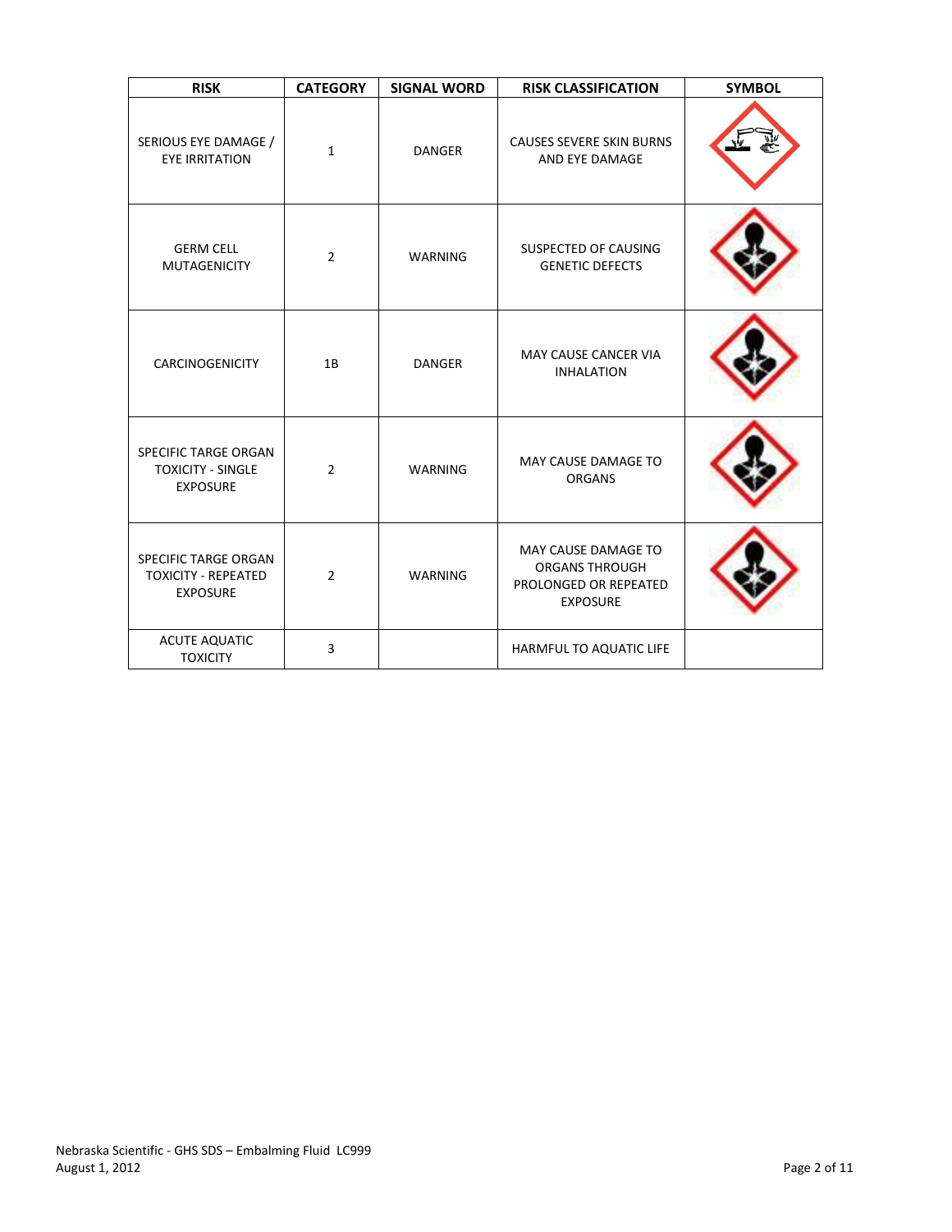| RISK | CATEGORY | SIGNAL WORD | RISK CLASSIFICATION | SYMBOL |
|---|---|---|---|---|
| SERIOUS EYE DAMAGE / EYE IRRITATION | 1 | DANGER | CAUSES SEVERE SKIN BURNS AND EYE DAMAGE | |
| GERM CELL MUTAGENICITY | 2 | WARNING | SUSPECTED OF CAUSING GENETIC DEFECTS | |
| CARCINOGENICITY | 1B | DANGER | MAY CAUSE CANCER VIA INHALATION | |
| SPECIFIC TARGE ORGAN TOXICITY - SINGLE EXPOSURE | 2 | WARNING | MAY CAUSE DAMAGE TO ORGANS | |
| SPECIFIC TARGE ORGAN TOXICITY - REPEATED EXPOSURE | 2 | WARNING | MAY CAUSE DAMAGE TO ORGANS THROUGH PROLONGED OR REPEATED EXPOSURE | |
| ACUTE AQUATIC TOXICITY | 3 | | HARMFUL TO AQUATIC LIFE | |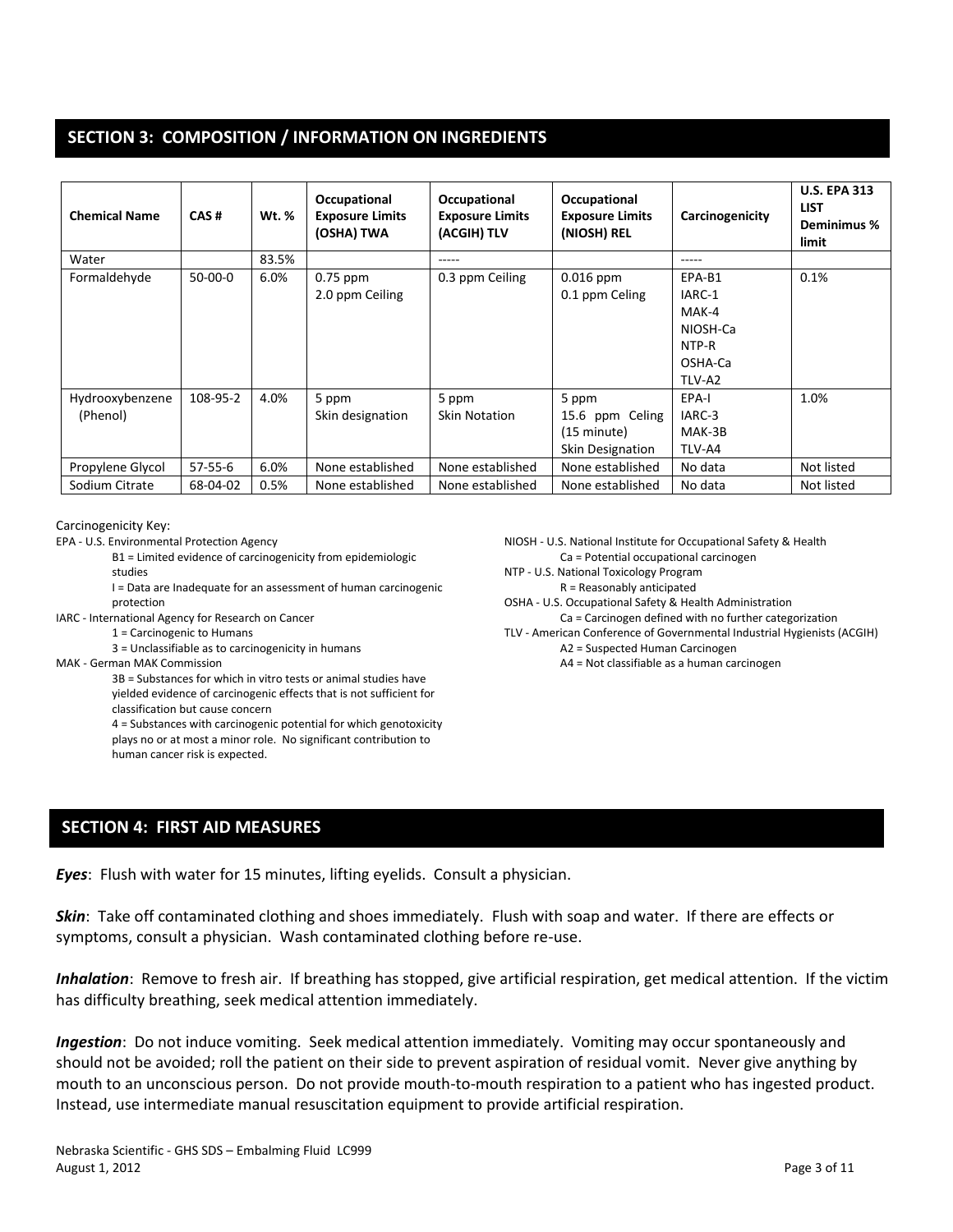## SECTION 3: COMPOSITION / INFORMATION ON INGREDIENTS

| Chemical Name | CAS # | Wt. % | Occupational Exposure Limits (OSHA) TWA | Occupational Exposure Limits (ACGIH) TLV | Occupational Exposure Limits (NIOSH) REL | Carcinogenicity | U.S. EPA 313 LIST Deminimus % limit |
|---|---|---|---|---|---|---|---|
| Water | | 83.5% | | ----- | | ----- | |
| Formaldehyde | 50-00-0 | 6.0% | 0.75 ppm<br>2.0 ppm Ceiling | 0.3 ppm Ceiling | 0.016 ppm<br>0.1 ppm Celing | EPA-B1<br>IARC-1<br>MAK-4<br>NIOSH-Ca<br>NTP-R<br>OSHA-Ca<br>TLV-A2 | 0.1% |
| Hydrooxybenzene (Phenol) | 108-95-2 | 4.0% | 5 ppm<br>Skin designation | 5 ppm<br>Skin Notation | 5 ppm<br>15.6 ppm Celing (15 minute)<br>Skin Designation | EPA-I<br>IARC-3<br>MAK-3B<br>TLV-A4 | 1.0% |
| Propylene Glycol | 57-55-6 | 6.0% | None established | None established | None established | No data | Not listed |
| Sodium Citrate | 68-04-02 | 0.5% | None established | None established | None established | No data | Not listed |

Carcinogenicity Key:

EPA - U.S. Environmental Protection Agency
- B1 = Limited evidence of carcinogenicity from epidemiologic studies
- I = Data are Inadequate for an assessment of human carcinogenic protection

IARC - International Agency for Research on Cancer
- 1 = Carcinogenic to Humans
- 3 = Unclassifiable as to carcinogenicity in humans

MAK - German MAK Commission
- 3B = Substances for which in vitro tests or animal studies have yielded evidence of carcinogenic effects that is not sufficient for classification but cause concern
- 4 = Substances with carcinogenic potential for which genotoxicity plays no or at most a minor role. No significant contribution to human cancer risk is expected.

NIOSH - U.S. National Institute for Occupational Safety & Health
- Ca = Potential occupational carcinogen

NTP - U.S. National Toxicology Program
- R = Reasonably anticipated

OSHA - U.S. Occupational Safety & Health Administration
- Ca = Carcinogen defined with no further categorization

TLV - American Conference of Governmental Industrial Hygienists (ACGIH)
- A2 = Suspected Human Carcinogen
- A4 = Not classifiable as a human carcinogen

## SECTION 4: FIRST AID MEASURES

***Eyes***: Flush with water for 15 minutes, lifting eyelids. Consult a physician.

***Skin***: Take off contaminated clothing and shoes immediately. Flush with soap and water. If there are effects or symptoms, consult a physician. Wash contaminated clothing before re-use.

***Inhalation***: Remove to fresh air. If breathing has stopped, give artificial respiration, get medical attention. If the victim has difficulty breathing, seek medical attention immediately.

***Ingestion***: Do not induce vomiting. Seek medical attention immediately. Vomiting may occur spontaneously and should not be avoided; roll the patient on their side to prevent aspiration of residual vomit. Never give anything by mouth to an unconscious person. Do not provide mouth-to-mouth respiration to a patient who has ingested product. Instead, use intermediate manual resuscitation equipment to provide artificial respiration.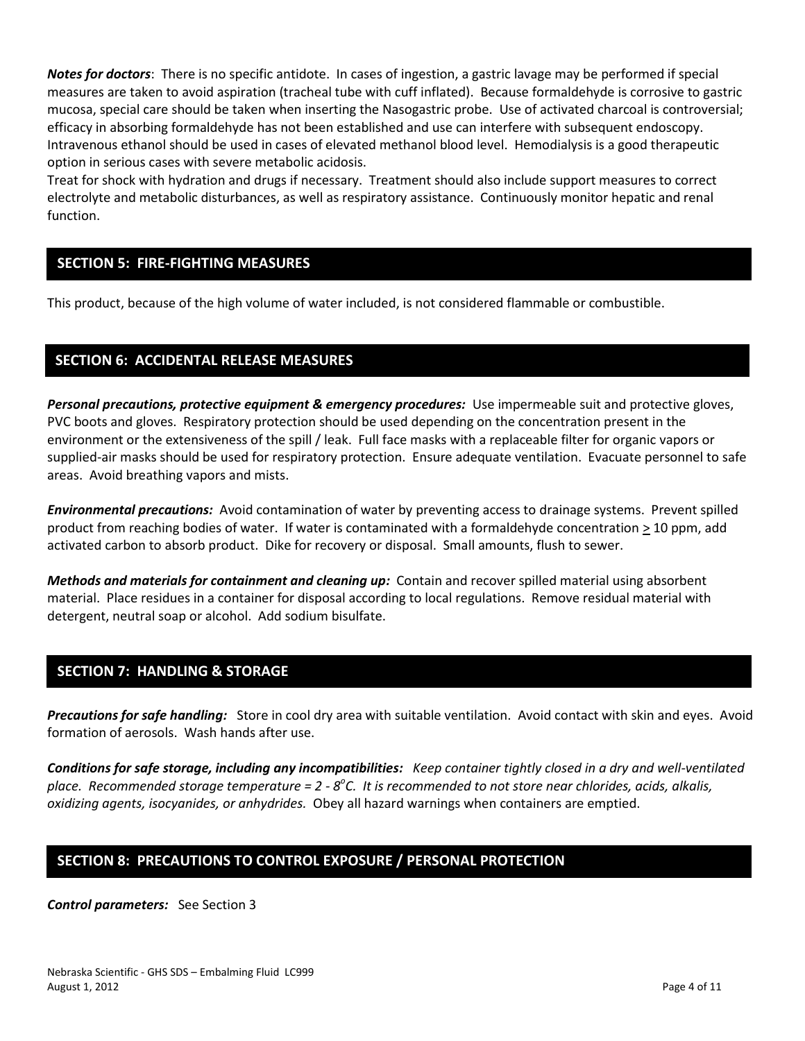***Notes for doctors***: There is no specific antidote. In cases of ingestion, a gastric lavage may be performed if special measures are taken to avoid aspiration (tracheal tube with cuff inflated). Because formaldehyde is corrosive to gastric mucosa, special care should be taken when inserting the Nasogastric probe. Use of activated charcoal is controversial; efficacy in absorbing formaldehyde has not been established and use can interfere with subsequent endoscopy. Intravenous ethanol should be used in cases of elevated methanol blood level. Hemodialysis is a good therapeutic option in serious cases with severe metabolic acidosis.
Treat for shock with hydration and drugs if necessary. Treatment should also include support measures to correct electrolyte and metabolic disturbances, as well as respiratory assistance. Continuously monitor hepatic and renal function.

## SECTION 5: FIRE-FIGHTING MEASURES

This product, because of the high volume of water included, is not considered flammable or combustible.

## SECTION 6: ACCIDENTAL RELEASE MEASURES

***Personal precautions, protective equipment & emergency procedures:*** Use impermeable suit and protective gloves, PVC boots and gloves. Respiratory protection should be used depending on the concentration present in the environment or the extensiveness of the spill / leak. Full face masks with a replaceable filter for organic vapors or supplied-air masks should be used for respiratory protection. Ensure adequate ventilation. Evacuate personnel to safe areas. Avoid breathing vapors and mists.

***Environmental precautions:*** Avoid contamination of water by preventing access to drainage systems. Prevent spilled product from reaching bodies of water. If water is contaminated with a formaldehyde concentration $\geq$ 10 ppm, add activated carbon to absorb product. Dike for recovery or disposal. Small amounts, flush to sewer.

***Methods and materials for containment and cleaning up:*** Contain and recover spilled material using absorbent material. Place residues in a container for disposal according to local regulations. Remove residual material with detergent, neutral soap or alcohol. Add sodium bisulfate.

## SECTION 7: HANDLING & STORAGE

***Precautions for safe handling:*** Store in cool dry area with suitable ventilation. Avoid contact with skin and eyes. Avoid formation of aerosols. Wash hands after use.

***Conditions for safe storage, including any incompatibilities:*** *Keep container tightly closed in a dry and well-ventilated place. Recommended storage temperature = 2 - 8$^{o}$C. It is recommended to not store near chlorides, acids, alkalis, oxidizing agents, isocyanides, or anhydrides.* Obey all hazard warnings when containers are emptied.

## SECTION 8: PRECAUTIONS TO CONTROL EXPOSURE / PERSONAL PROTECTION

***Control parameters:*** See Section 3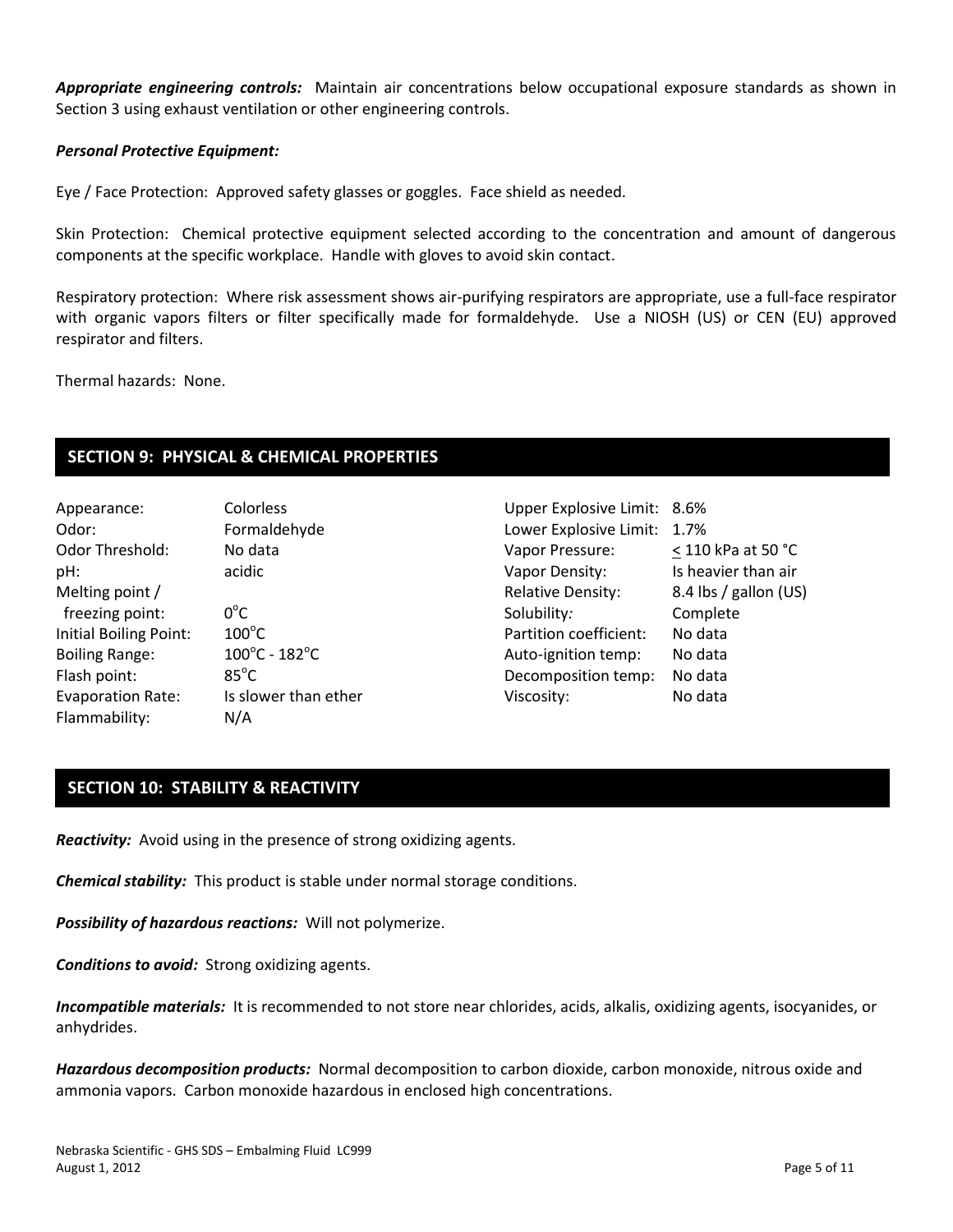***Appropriate engineering controls:*** Maintain air concentrations below occupational exposure standards as shown in Section 3 using exhaust ventilation or other engineering controls.

***Personal Protective Equipment:***

Eye / Face Protection: Approved safety glasses or goggles. Face shield as needed.

Skin Protection: Chemical protective equipment selected according to the concentration and amount of dangerous components at the specific workplace. Handle with gloves to avoid skin contact.

Respiratory protection: Where risk assessment shows air-purifying respirators are appropriate, use a full-face respirator with organic vapors filters or filter specifically made for formaldehyde. Use a NIOSH (US) or CEN (EU) approved respirator and filters.

Thermal hazards: None.

## SECTION 9: PHYSICAL & CHEMICAL PROPERTIES

| Property | Value |
|---|---|
| Appearance: | Colorless |
| Odor: | Formaldehyde |
| Odor Threshold: | No data |
| pH: | acidic |
| Melting point / freezing point: | 0°C |
| Initial Boiling Point: | 100°C |
| Boiling Range: | 100°C - 182°C |
| Flash point: | 85°C |
| Evaporation Rate: | Is slower than ether |
| Flammability: | N/A |
| Upper Explosive Limit: | 8.6% |
| Lower Explosive Limit: | 1.7% |
| Vapor Pressure: | $\leq$ 110 kPa at 50 °C |
| Vapor Density: | Is heavier than air |
| Relative Density: | 8.4 lbs / gallon (US) |
| Solubility: | Complete |
| Partition coefficient: | No data |
| Auto-ignition temp: | No data |
| Decomposition temp: | No data |
| Viscosity: | No data |

## SECTION 10: STABILITY & REACTIVITY

***Reactivity:*** Avoid using in the presence of strong oxidizing agents.

***Chemical stability:*** This product is stable under normal storage conditions.

***Possibility of hazardous reactions:*** Will not polymerize.

***Conditions to avoid:*** Strong oxidizing agents.

***Incompatible materials:*** It is recommended to not store near chlorides, acids, alkalis, oxidizing agents, isocyanides, or anhydrides.

***Hazardous decomposition products:*** Normal decomposition to carbon dioxide, carbon monoxide, nitrous oxide and ammonia vapors. Carbon monoxide hazardous in enclosed high concentrations.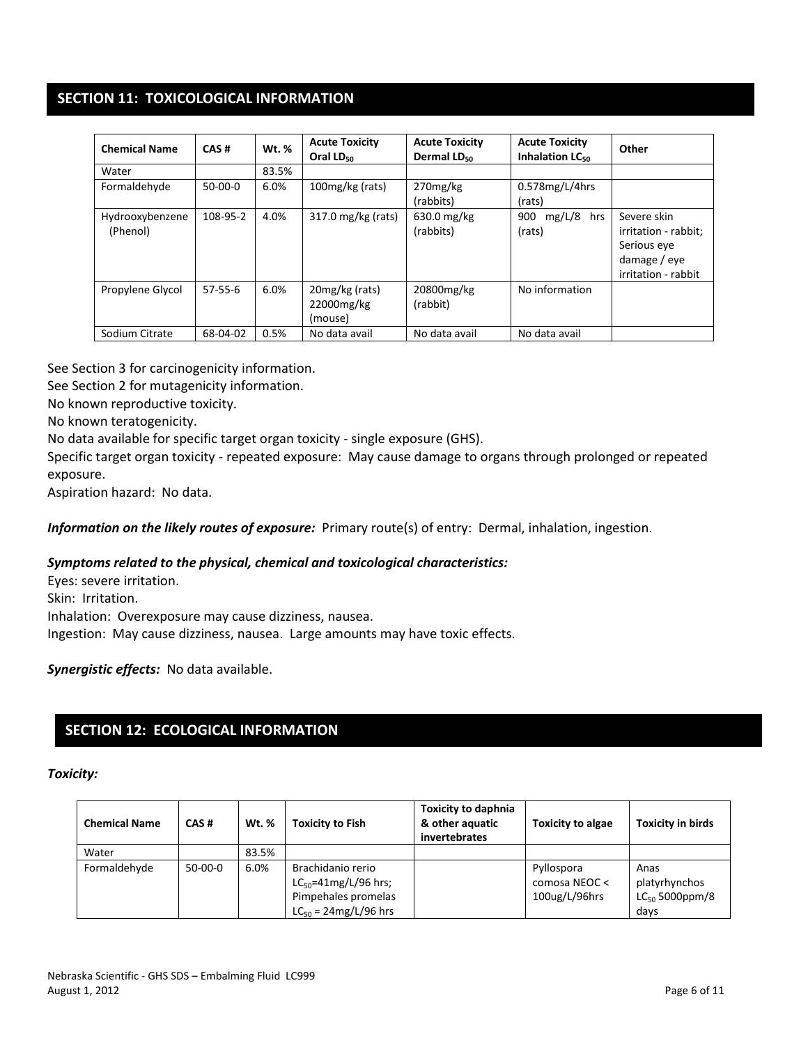## SECTION 11: TOXICOLOGICAL INFORMATION

| Chemical Name | CAS # | Wt. % | Acute Toxicity Oral $LD_{50}$ | Acute Toxicity Dermal $LD_{50}$ | Acute Toxicity Inhalation $LC_{50}$ | Other |
|---|---|---|---|---|---|---|
| Water | | 83.5% | | | | |
| Formaldehyde | 50-00-0 | 6.0% | 100mg/kg (rats) | 270mg/kg (rabbits) | 0.578mg/L/4hrs (rats) | |
| Hydrooxybenzene (Phenol) | 108-95-2 | 4.0% | 317.0 mg/kg (rats) | 630.0 mg/kg (rabbits) | 900 mg/L/8 hrs (rats) | Severe skin irritation - rabbit; Serious eye damage / eye irritation - rabbit |
| Propylene Glycol | 57-55-6 | 6.0% | 20mg/kg (rats) 22000mg/kg (mouse) | 20800mg/kg (rabbit) | No information | |
| Sodium Citrate | 68-04-02 | 0.5% | No data avail | No data avail | No data avail | |

See Section 3 for carcinogenicity information.
See Section 2 for mutagenicity information.
No known reproductive toxicity.
No known teratogenicity.
No data available for specific target organ toxicity - single exposure (GHS).
Specific target organ toxicity - repeated exposure: May cause damage to organs through prolonged or repeated exposure.
Aspiration hazard: No data.

***Information on the likely routes of exposure:*** Primary route(s) of entry: Dermal, inhalation, ingestion.

***Symptoms related to the physical, chemical and toxicological characteristics:***

Eyes: severe irritation.
Skin: Irritation.
Inhalation: Overexposure may cause dizziness, nausea.
Ingestion: May cause dizziness, nausea. Large amounts may have toxic effects.

***Synergistic effects:*** No data available.

## SECTION 12: ECOLOGICAL INFORMATION

***Toxicity:***

| Chemical Name | CAS # | Wt. % | Toxicity to Fish | Toxicity to daphnia & other aquatic invertebrates | Toxicity to algae | Toxicity in birds |
|---|---|---|---|---|---|---|
| Water | | 83.5% | | | | |
| Formaldehyde | 50-00-0 | 6.0% | Brachidanio rerio $LC_{50}$=41mg/L/96 hrs; Pimpehales promelas $LC_{50}$ = 24mg/L/96 hrs | | Pyllospora comosa NEOC < 100ug/L/96hrs | Anas platyrhynchos $LC_{50}$ 5000ppm/8 days |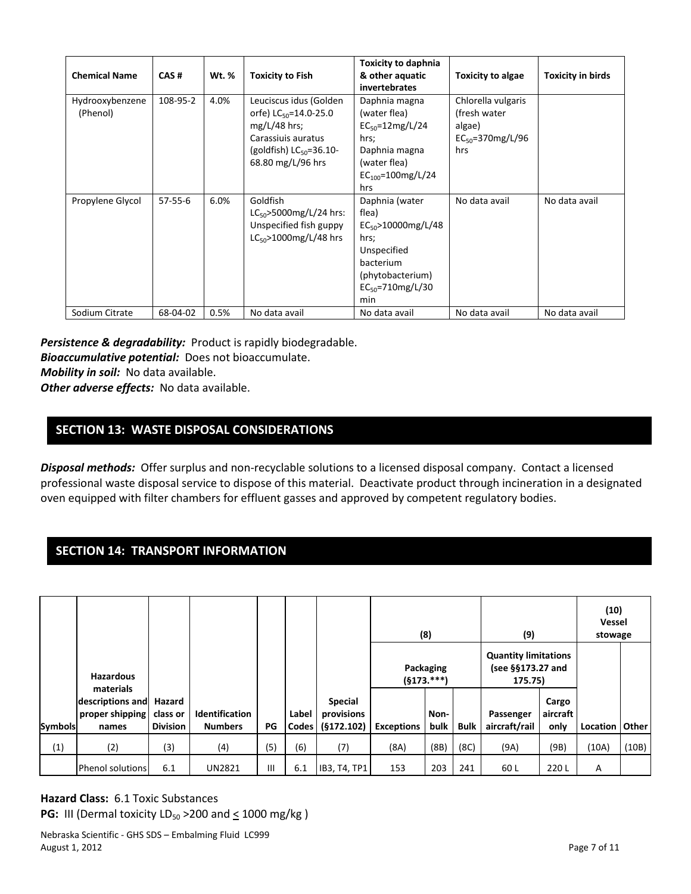| Chemical Name | CAS # | Wt. % | Toxicity to Fish | Toxicity to daphnia & other aquatic invertebrates | Toxicity to algae | Toxicity in birds |
|---|---|---|---|---|---|---|
| Hydrooxybenzene (Phenol) | 108-95-2 | 4.0% | Leuciscus idus (Golden orfe) $LC_{50}$=14.0-25.0 mg/L/48 hrs; Carassiuis auratus (goldfish) $LC_{50}$=36.10-68.80 mg/L/96 hrs | Daphnia magna (water flea) $EC_{50}$=12mg/L/24 hrs; Daphnia magna (water flea) $EC_{100}$=100mg/L/24 hrs | Chlorella vulgaris (fresh water algae) $EC_{50}$=370mg/L/96 hrs | |
| Propylene Glycol | 57-55-6 | 6.0% | Goldfish $LC_{50}$>5000mg/L/24 hrs: Unspecified fish guppy $LC_{50}$>1000mg/L/48 hrs | Daphnia (water flea) $EC_{50}$>10000mg/L/48 hrs; Unspecified bacterium (phytobacterium) $EC_{50}$=710mg/L/30 min | No data avail | No data avail |
| Sodium Citrate | 68-04-02 | 0.5% | No data avail | No data avail | No data avail | No data avail |

***Persistence & degradability:*** Product is rapidly biodegradable.
***Bioaccumulative potential:*** Does not bioaccumulate.
***Mobility in soil:*** No data available.
***Other adverse effects:*** No data available.

## SECTION 13: WASTE DISPOSAL CONSIDERATIONS

***Disposal methods:*** Offer surplus and non-recyclable solutions to a licensed disposal company. Contact a licensed professional waste disposal service to dispose of this material. Deactivate product through incineration in a designated oven equipped with filter chambers for effluent gasses and approved by competent regulatory bodies.

## SECTION 14: TRANSPORT INFORMATION

| | | | | | | | (8) | | | (9) | | (10) Vessel stowage | |
|---|---|---|---|---|---|---|---|---|---|---|---|---|---|
| | | | | | | | Packaging (§173.***) | | | Quantity limitations (see §§173.27 and 175.75) | | | |
| Symbols | Hazardous materials descriptions and proper shipping names | Hazard class or Division | Identification Numbers | PG | Label Codes | Special provisions (§172.102) | Exceptions | Non-bulk | Bulk | Passenger aircraft/rail | Cargo aircraft only | Location | Other |
| (1) | (2) | (3) | (4) | (5) | (6) | (7) | (8A) | (8B) | (8C) | (9A) | (9B) | (10A) | (10B) |
| | Phenol solutions | 6.1 | UN2821 | III | 6.1 | IB3, T4, TP1 | 153 | 203 | 241 | 60 L | 220 L | A | |

**Hazard Class:** 6.1 Toxic Substances
**PG:** III (Dermal toxicity $LD_{50}$ >200 and ≤ 1000 mg/kg )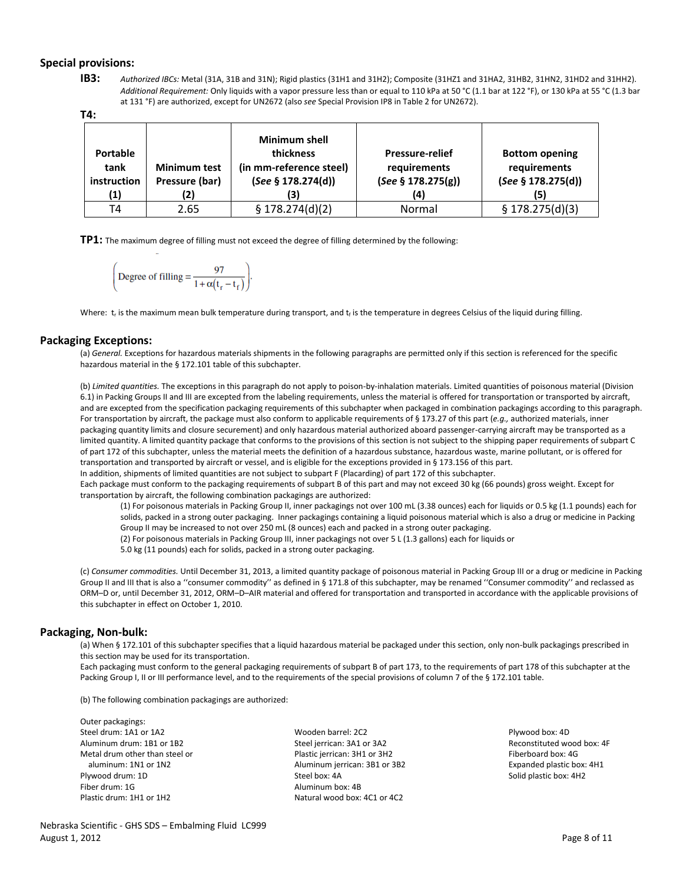## Special provisions:

**IB3:** *Authorized IBCs:* Metal (31A, 31B and 31N); Rigid plastics (31H1 and 31H2); Composite (31HZ1 and 31HA2, 31HB2, 31HN2, 31HD2 and 31HH2). *Additional Requirement:* Only liquids with a vapor pressure less than or equal to 110 kPa at 50 °C (1.1 bar at 122 °F), or 130 kPa at 55 °C (1.3 bar at 131 °F) are authorized, except for UN2672 (also *see* Special Provision IP8 in Table 2 for UN2672).

**T4:**

| Portable tank instruction (1) | Minimum test Pressure (bar) (2) | Minimum shell thickness (in mm-reference steel) (*See* § 178.274(d)) (3) | Pressure-relief requirements (*See* § 178.275(g)) (4) | Bottom opening requirements (*See* § 178.275(d)) (5) |
|---|---|---|---|---|
| T4 | 2.65 | § 178.274(d)(2) | Normal | § 178.275(d)(3) |

**TP1:** The maximum degree of filling must not exceed the degree of filling determined by the following:

$$\left(\text{Degree of filling} = \frac{97}{1+\alpha(t_r - t_f)}\right).$$

Where: $t_r$ is the maximum mean bulk temperature during transport, and $t_f$ is the temperature in degrees Celsius of the liquid during filling.

## Packaging Exceptions:

(a) *General.* Exceptions for hazardous materials shipments in the following paragraphs are permitted only if this section is referenced for the specific hazardous material in the § 172.101 table of this subchapter.

(b) *Limited quantities.* The exceptions in this paragraph do not apply to poison-by-inhalation materials. Limited quantities of poisonous material (Division 6.1) in Packing Groups II and III are excepted from the labeling requirements, unless the material is offered for transportation or transported by aircraft, and are excepted from the specification packaging requirements of this subchapter when packaged in combination packagings according to this paragraph. For transportation by aircraft, the package must also conform to applicable requirements of § 173.27 of this part (*e.g.,* authorized materials, inner packaging quantity limits and closure securement) and only hazardous material authorized aboard passenger-carrying aircraft may be transported as a limited quantity. A limited quantity package that conforms to the provisions of this section is not subject to the shipping paper requirements of subpart C of part 172 of this subchapter, unless the material meets the definition of a hazardous substance, hazardous waste, marine pollutant, or is offered for transportation and transported by aircraft or vessel, and is eligible for the exceptions provided in § 173.156 of this part.
In addition, shipments of limited quantities are not subject to subpart F (Placarding) of part 172 of this subchapter.
Each package must conform to the packaging requirements of subpart B of this part and may not exceed 30 kg (66 pounds) gross weight. Except for transportation by aircraft, the following combination packagings are authorized:

(1) For poisonous materials in Packing Group II, inner packagings not over 100 mL (3.38 ounces) each for liquids or 0.5 kg (1.1 pounds) each for solids, packed in a strong outer packaging. Inner packagings containing a liquid poisonous material which is also a drug or medicine in Packing Group II may be increased to not over 250 mL (8 ounces) each and packed in a strong outer packaging.
(2) For poisonous materials in Packing Group III, inner packagings not over 5 L (1.3 gallons) each for liquids or 5.0 kg (11 pounds) each for solids, packed in a strong outer packaging.

(c) *Consumer commodities.* Until December 31, 2013, a limited quantity package of poisonous material in Packing Group III or a drug or medicine in Packing Group II and III that is also a ''consumer commodity'' as defined in § 171.8 of this subchapter, may be renamed ''Consumer commodity'' and reclassed as ORM–D or, until December 31, 2012, ORM–D–AIR material and offered for transportation and transported in accordance with the applicable provisions of this subchapter in effect on October 1, 2010.

## Packaging, Non-bulk:

(a) When § 172.101 of this subchapter specifies that a liquid hazardous material be packaged under this section, only non-bulk packagings prescribed in this section may be used for its transportation.
Each packaging must conform to the general packaging requirements of subpart B of part 173, to the requirements of part 178 of this subchapter at the Packing Group I, II or III performance level, and to the requirements of the special provisions of column 7 of the § 172.101 table.

(b) The following combination packagings are authorized:

Outer packagings:
Steel drum: 1A1 or 1A2
Aluminum drum: 1B1 or 1B2
Metal drum other than steel or aluminum: 1N1 or 1N2
Plywood drum: 1D
Fiber drum: 1G
Plastic drum: 1H1 or 1H2
Wooden barrel: 2C2
Steel jerrican: 3A1 or 3A2
Plastic jerrican: 3H1 or 3H2
Aluminum jerrican: 3B1 or 3B2
Steel box: 4A
Aluminum box: 4B
Natural wood box: 4C1 or 4C2
Plywood box: 4D
Reconstituted wood box: 4F
Fiberboard box: 4G
Expanded plastic box: 4H1
Solid plastic box: 4H2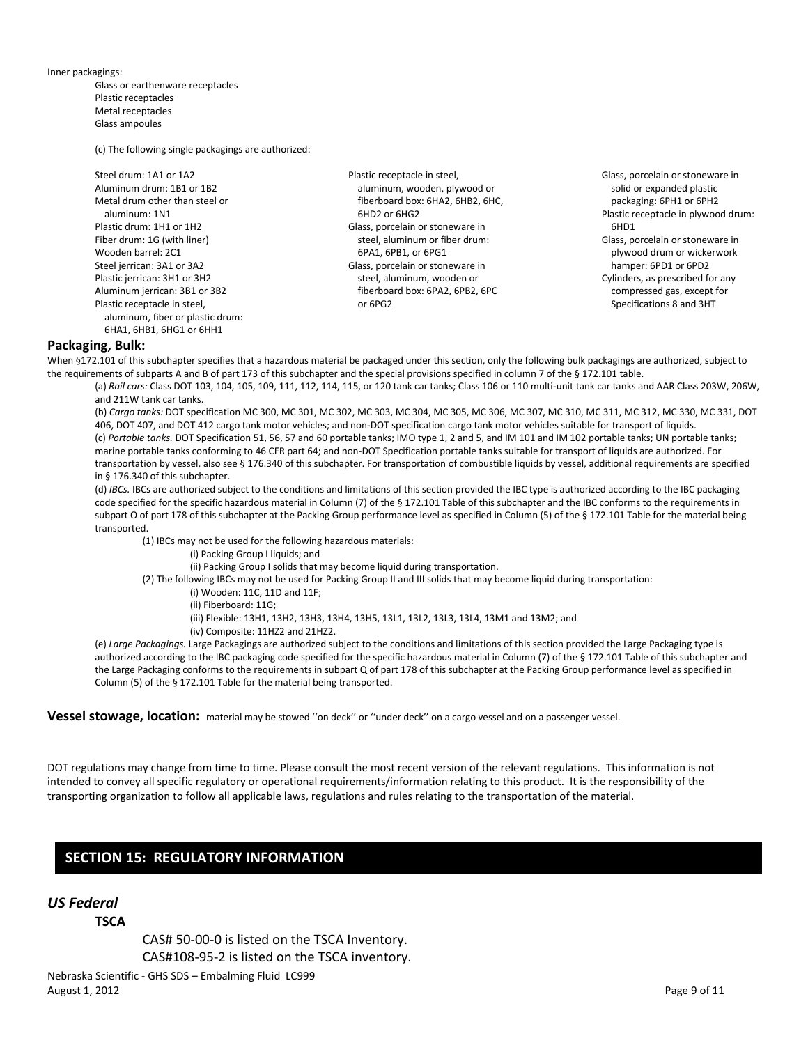Inner packagings:

- Glass or earthenware receptacles
- Plastic receptacles
- Metal receptacles
- Glass ampoules

(c) The following single packagings are authorized:

- Steel drum: 1A1 or 1A2
- Aluminum drum: 1B1 or 1B2
- Metal drum other than steel or aluminum: 1N1
- Plastic drum: 1H1 or 1H2
- Fiber drum: 1G (with liner)
- Wooden barrel: 2C1
- Steel jerrican: 3A1 or 3A2
- Plastic jerrican: 3H1 or 3H2
- Aluminum jerrican: 3B1 or 3B2
- Plastic receptacle in steel, aluminum, fiber or plastic drum: 6HA1, 6HB1, 6HG1 or 6HH1
- Plastic receptacle in steel, aluminum, wooden, plywood or fiberboard box: 6HA2, 6HB2, 6HC, 6HD2 or 6HG2
- Glass, porcelain or stoneware in steel, aluminum or fiber drum: 6PA1, 6PB1, or 6PG1
- Glass, porcelain or stoneware in steel, aluminum, wooden or fiberboard box: 6PA2, 6PB2, 6PC or 6PG2
- Glass, porcelain or stoneware in solid or expanded plastic packaging: 6PH1 or 6PH2
- Plastic receptacle in plywood drum: 6HD1
- Glass, porcelain or stoneware in plywood drum or wickerwork hamper: 6PD1 or 6PD2
- Cylinders, as prescribed for any compressed gas, except for Specifications 8 and 3HT

**Packaging, Bulk:**

When §172.101 of this subchapter specifies that a hazardous material be packaged under this section, only the following bulk packagings are authorized, subject to the requirements of subparts A and B of part 173 of this subchapter and the special provisions specified in column 7 of the § 172.101 table.

(a) *Rail cars:* Class DOT 103, 104, 105, 109, 111, 112, 114, 115, or 120 tank car tanks; Class 106 or 110 multi-unit tank car tanks and AAR Class 203W, 206W, and 211W tank car tanks.

(b) *Cargo tanks:* DOT specification MC 300, MC 301, MC 302, MC 303, MC 304, MC 305, MC 306, MC 307, MC 310, MC 311, MC 312, MC 330, MC 331, DOT 406, DOT 407, and DOT 412 cargo tank motor vehicles; and non-DOT specification cargo tank motor vehicles suitable for transport of liquids.

(c) *Portable tanks.* DOT Specification 51, 56, 57 and 60 portable tanks; IMO type 1, 2 and 5, and IM 101 and IM 102 portable tanks; UN portable tanks; marine portable tanks conforming to 46 CFR part 64; and non-DOT Specification portable tanks suitable for transport of liquids are authorized. For transportation by vessel, also see § 176.340 of this subchapter. For transportation of combustible liquids by vessel, additional requirements are specified in § 176.340 of this subchapter.

(d) *IBCs.* IBCs are authorized subject to the conditions and limitations of this section provided the IBC type is authorized according to the IBC packaging code specified for the specific hazardous material in Column (7) of the § 172.101 Table of this subchapter and the IBC conforms to the requirements in subpart O of part 178 of this subchapter at the Packing Group performance level as specified in Column (5) of the § 172.101 Table for the material being transported.

(1) IBCs may not be used for the following hazardous materials:

(i) Packing Group I liquids; and

(ii) Packing Group I solids that may become liquid during transportation.

(2) The following IBCs may not be used for Packing Group II and III solids that may become liquid during transportation:

(i) Wooden: 11C, 11D and 11F;

(ii) Fiberboard: 11G;

(iii) Flexible: 13H1, 13H2, 13H3, 13H4, 13H5, 13L1, 13L2, 13L3, 13L4, 13M1 and 13M2; and

(iv) Composite: 11HZ2 and 21HZ2.

(e) *Large Packagings.* Large Packagings are authorized subject to the conditions and limitations of this section provided the Large Packaging type is authorized according to the IBC packaging code specified for the specific hazardous material in Column (7) of the § 172.101 Table of this subchapter and the Large Packaging conforms to the requirements in subpart Q of part 178 of this subchapter at the Packing Group performance level as specified in Column (5) of the § 172.101 Table for the material being transported.

**Vessel stowage, location:** material may be stowed ''on deck'' or ''under deck'' on a cargo vessel and on a passenger vessel.

DOT regulations may change from time to time. Please consult the most recent version of the relevant regulations. This information is not intended to convey all specific regulatory or operational requirements/information relating to this product. It is the responsibility of the transporting organization to follow all applicable laws, regulations and rules relating to the transportation of the material.

## SECTION 15: REGULATORY INFORMATION

### *US Federal*

**TSCA**

CAS# 50-00-0 is listed on the TSCA Inventory.

CAS#108-95-2 is listed on the TSCA inventory.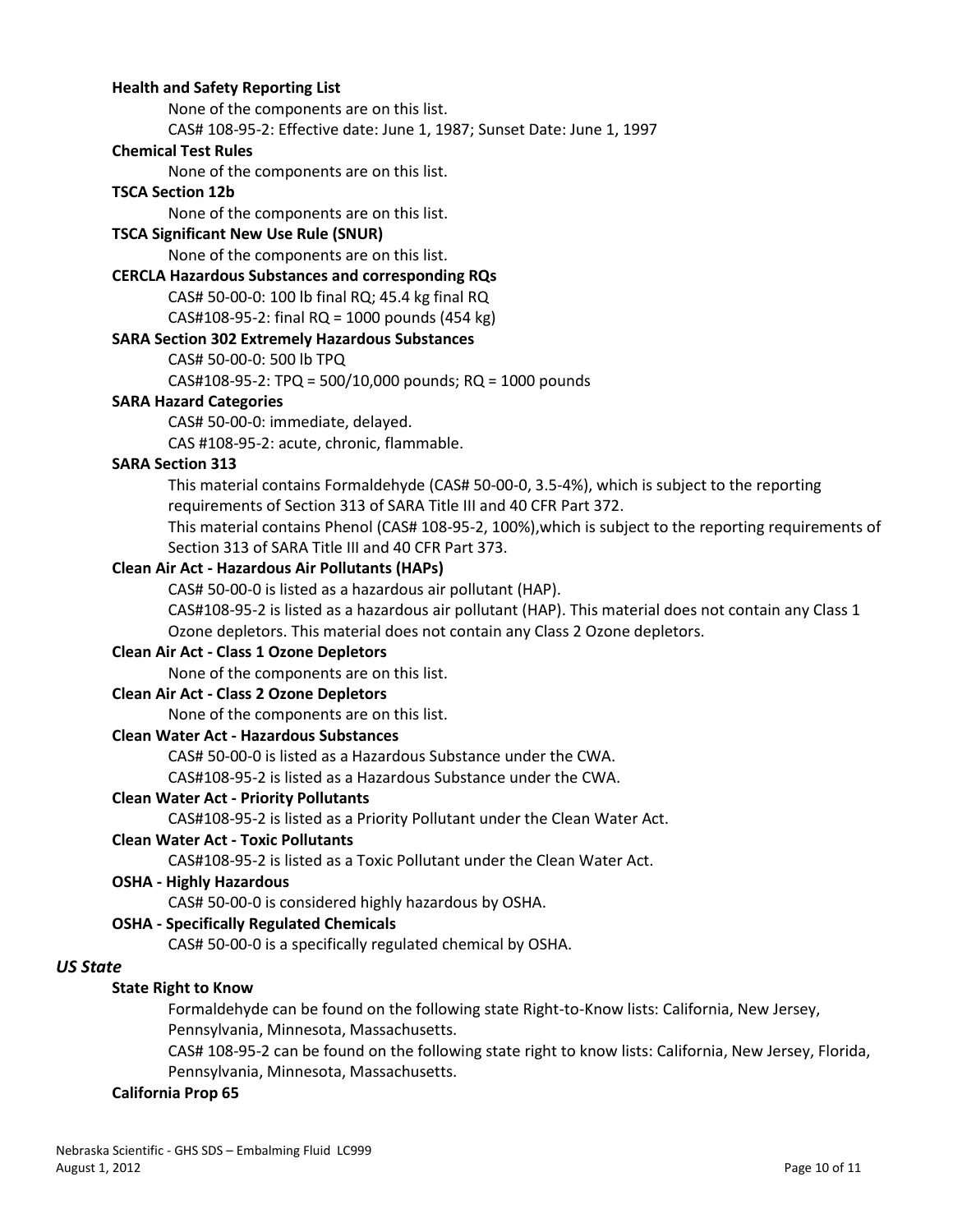#### Health and Safety Reporting List

None of the components are on this list.
CAS# 108-95-2: Effective date: June 1, 1987; Sunset Date: June 1, 1997

#### Chemical Test Rules

None of the components are on this list.

#### TSCA Section 12b

None of the components are on this list.

#### TSCA Significant New Use Rule (SNUR)

None of the components are on this list.

#### CERCLA Hazardous Substances and corresponding RQs

CAS# 50-00-0: 100 lb final RQ; 45.4 kg final RQ
CAS#108-95-2: final RQ = 1000 pounds (454 kg)

#### SARA Section 302 Extremely Hazardous Substances

CAS# 50-00-0: 500 lb TPQ
CAS#108-95-2: TPQ = 500/10,000 pounds; RQ = 1000 pounds

#### SARA Hazard Categories

CAS# 50-00-0: immediate, delayed.
CAS #108-95-2: acute, chronic, flammable.

#### SARA Section 313

This material contains Formaldehyde (CAS# 50-00-0, 3.5-4%), which is subject to the reporting requirements of Section 313 of SARA Title III and 40 CFR Part 372.
This material contains Phenol (CAS# 108-95-2, 100%),which is subject to the reporting requirements of Section 313 of SARA Title III and 40 CFR Part 373.

#### Clean Air Act - Hazardous Air Pollutants (HAPs)

CAS# 50-00-0 is listed as a hazardous air pollutant (HAP).
CAS#108-95-2 is listed as a hazardous air pollutant (HAP). This material does not contain any Class 1 Ozone depletors. This material does not contain any Class 2 Ozone depletors.

#### Clean Air Act - Class 1 Ozone Depletors

None of the components are on this list.

#### Clean Air Act - Class 2 Ozone Depletors

None of the components are on this list.

#### Clean Water Act - Hazardous Substances

CAS# 50-00-0 is listed as a Hazardous Substance under the CWA.
CAS#108-95-2 is listed as a Hazardous Substance under the CWA.

#### Clean Water Act - Priority Pollutants

CAS#108-95-2 is listed as a Priority Pollutant under the Clean Water Act.

#### Clean Water Act - Toxic Pollutants

CAS#108-95-2 is listed as a Toxic Pollutant under the Clean Water Act.

#### OSHA - Highly Hazardous

CAS# 50-00-0 is considered highly hazardous by OSHA.

#### OSHA - Specifically Regulated Chemicals

CAS# 50-00-0 is a specifically regulated chemical by OSHA.

### *US State*

#### State Right to Know

Formaldehyde can be found on the following state Right-to-Know lists: California, New Jersey, Pennsylvania, Minnesota, Massachusetts.
CAS# 108-95-2 can be found on the following state right to know lists: California, New Jersey, Florida, Pennsylvania, Minnesota, Massachusetts.

#### California Prop 65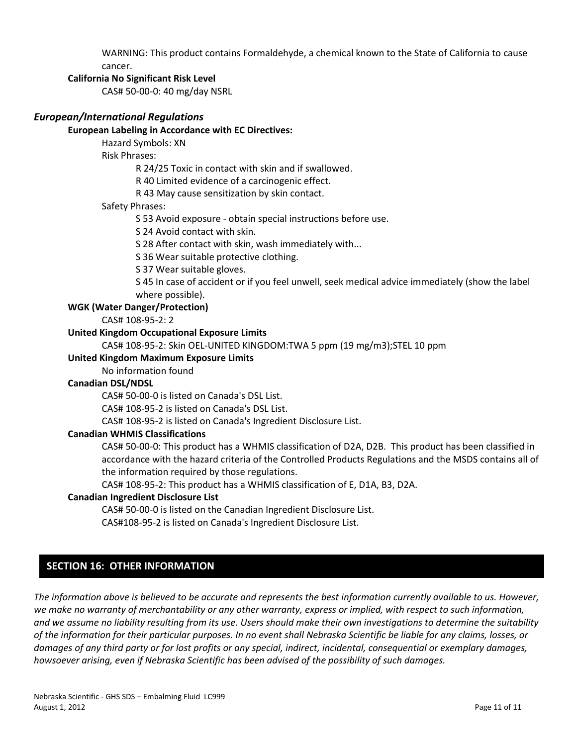WARNING: This product contains Formaldehyde, a chemical known to the State of California to cause cancer.

**California No Significant Risk Level**

CAS# 50-00-0: 40 mg/day NSRL

### *European/International Regulations*

**European Labeling in Accordance with EC Directives:**

Hazard Symbols: XN

Risk Phrases:

R 24/25 Toxic in contact with skin and if swallowed.

R 40 Limited evidence of a carcinogenic effect.

R 43 May cause sensitization by skin contact.

Safety Phrases:

S 53 Avoid exposure - obtain special instructions before use.

S 24 Avoid contact with skin.

S 28 After contact with skin, wash immediately with...

S 36 Wear suitable protective clothing.

S 37 Wear suitable gloves.

S 45 In case of accident or if you feel unwell, seek medical advice immediately (show the label where possible).

**WGK (Water Danger/Protection)**

CAS# 108-95-2: 2

**United Kingdom Occupational Exposure Limits**

CAS# 108-95-2: Skin OEL-UNITED KINGDOM:TWA 5 ppm (19 mg/m3);STEL 10 ppm

**United Kingdom Maximum Exposure Limits**

No information found

**Canadian DSL/NDSL**

CAS# 50-00-0 is listed on Canada's DSL List.

CAS# 108-95-2 is listed on Canada's DSL List.

CAS# 108-95-2 is listed on Canada's Ingredient Disclosure List.

**Canadian WHMIS Classifications**

CAS# 50-00-0: This product has a WHMIS classification of D2A, D2B. This product has been classified in accordance with the hazard criteria of the Controlled Products Regulations and the MSDS contains all of the information required by those regulations.

CAS# 108-95-2: This product has a WHMIS classification of E, D1A, B3, D2A.

**Canadian Ingredient Disclosure List**

CAS# 50-00-0 is listed on the Canadian Ingredient Disclosure List.

CAS#108-95-2 is listed on Canada's Ingredient Disclosure List.

## SECTION 16: OTHER INFORMATION

*The information above is believed to be accurate and represents the best information currently available to us. However, we make no warranty of merchantability or any other warranty, express or implied, with respect to such information, and we assume no liability resulting from its use. Users should make their own investigations to determine the suitability of the information for their particular purposes. In no event shall Nebraska Scientific be liable for any claims, losses, or damages of any third party or for lost profits or any special, indirect, incidental, consequential or exemplary damages, howsoever arising, even if Nebraska Scientific has been advised of the possibility of such damages.*

Nebraska Scientific - GHS SDS – Embalming Fluid LC999
August 1, 2012